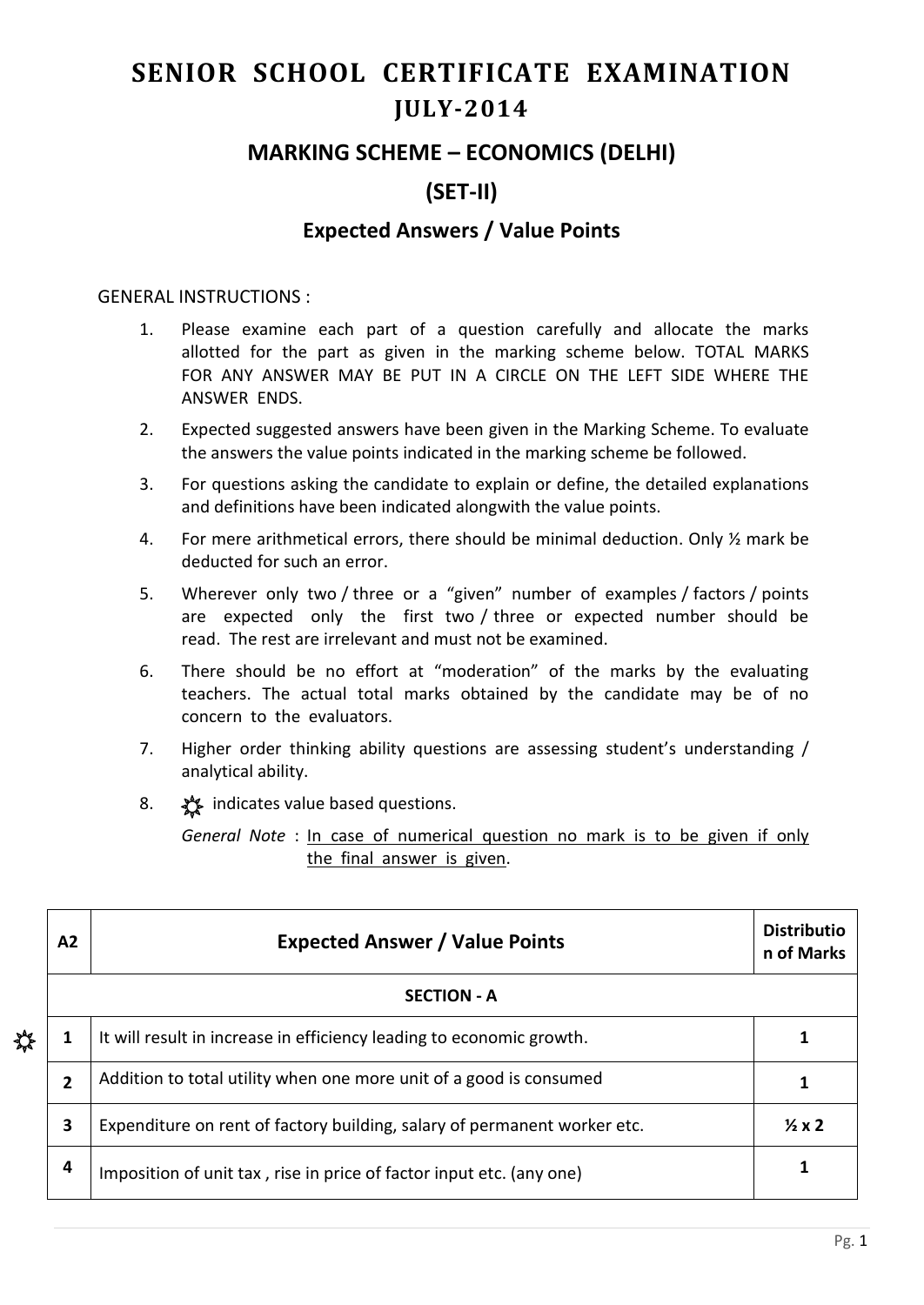# SENIOR SCHOOL CERTIFICATE EXAMINATION

## JULY-2014

## MARKING SCHEME – ECONOMICS (DELHI)

## (SET-II)

### Expected Answers / Value Points

GENERAL INSTRUCTIONS :

1. Please examine each part of a question carefully and allocate the marks allotted for the part as given in the marking scheme below. TOTAL MARKS FOR ANY ANSWER MAY BE PUT IN A CIRCLE ON THE LEFT SIDE WHERE THE ANSWER ENDS.
2. Expected suggested answers have been given in the Marking Scheme. To evaluate the answers the value points indicated in the marking scheme be followed.
3. For questions asking the candidate to explain or define, the detailed explanations and definitions have been indicated alongwith the value points.
4. For mere arithmetical errors, there should be minimal deduction. Only ½ mark be deducted for such an error.
5. Wherever only two / three or a "given" number of examples / factors / points are expected only the first two / three or expected number should be read. The rest are irrelevant and must not be examined.
6. There should be no effort at "moderation" of the marks by the evaluating teachers. The actual total marks obtained by the candidate may be of no concern to the evaluators.
7. Higher order thinking ability questions are assessing student's understanding / analytical ability.
8. ☼ indicates value based questions.

   *General Note* : In case of numerical question no mark is to be given if only the final answer is given.

| A2 | Expected Answer / Value Points | Distribution of Marks |
|---|---|---|
| | **SECTION - A** | |
| ☼ 1 | It will result in increase in efficiency leading to economic growth. | 1 |
| 2 | Addition to total utility when one more unit of a good is consumed | 1 |
| 3 | Expenditure on rent of factory building, salary of permanent worker etc. | ½ x 2 |
| 4 | Imposition of unit tax , rise in price of factor input etc. (any one) | 1 |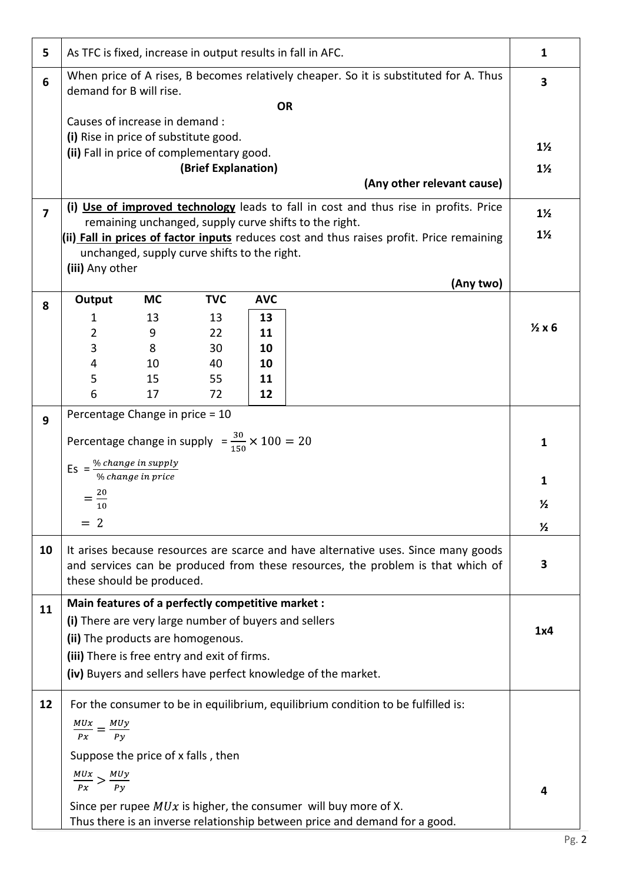| Q. No. | Answer | Marks |
|---|---|---|
| 5 | As TFC is fixed, increase in output results in fall in AFC. | 1 |
| 6 | When price of A rises, B becomes relatively cheaper. So it is substituted for A. Thus demand for B will rise.<br>**OR**<br>Causes of increase in demand :<br>**(i)** Rise in price of substitute good.<br>**(ii)** Fall in price of complementary good.<br>**(Brief Explanation)**<br>**(Any other relevant cause)** | 3<br><br><br><br>1½<br>1½ |
| 7 | **(i)** **Use of improved technology** leads to fall in cost and thus rise in profits. Price remaining unchanged, supply curve shifts to the right.<br>**(ii)** **Fall in prices of factor inputs** reduces cost and thus raises profit. Price remaining unchanged, supply curve shifts to the right.<br>**(iii)** Any other<br>**(Any two)** | 1½<br>1½ |
| 8 | see table below | ½ x 6 |
| 9 | Percentage Change in price = 10<br>Percentage change in supply $= \frac{30}{150} \times 100 = 20$<br>$Es = \frac{\%\ change\ in\ supply}{\%\ change\ in\ price}$<br>$= \frac{20}{10}$<br>$= 2$ | <br>1<br>1<br>½<br>½ |
| 10 | It arises because resources are scarce and have alternative uses. Since many goods and services can be produced from these resources, the problem is that which of these should be produced. | 3 |
| 11 | **Main features of a perfectly competitive market :**<br>**(i)** There are very large number of buyers and sellers<br>**(ii)** The products are homogenous.<br>**(iii)** There is free entry and exit of firms.<br>**(iv)** Buyers and sellers have perfect knowledge of the market. | 1x4 |
| 12 | For the consumer to be in equilibrium, equilibrium condition to be fulfilled is:<br>$\frac{MUx}{Px} = \frac{MUy}{Py}$<br>Suppose the price of x falls , then<br>$\frac{MUx}{Px} > \frac{MUy}{Py}$<br>Since per rupee $MUx$ is higher, the consumer will buy more of X.<br>Thus there is an inverse relationship between price and demand for a good. | 4 |

Question 8:

| Output | MC | TVC | AVC |
|---|---|---|---|
| 1 | 13 | 13 | **13** |
| 2 | 9 | 22 | **11** |
| 3 | 8 | 30 | **10** |
| 4 | 10 | 40 | **10** |
| 5 | 15 | 55 | **11** |
| 6 | 17 | 72 | **12** |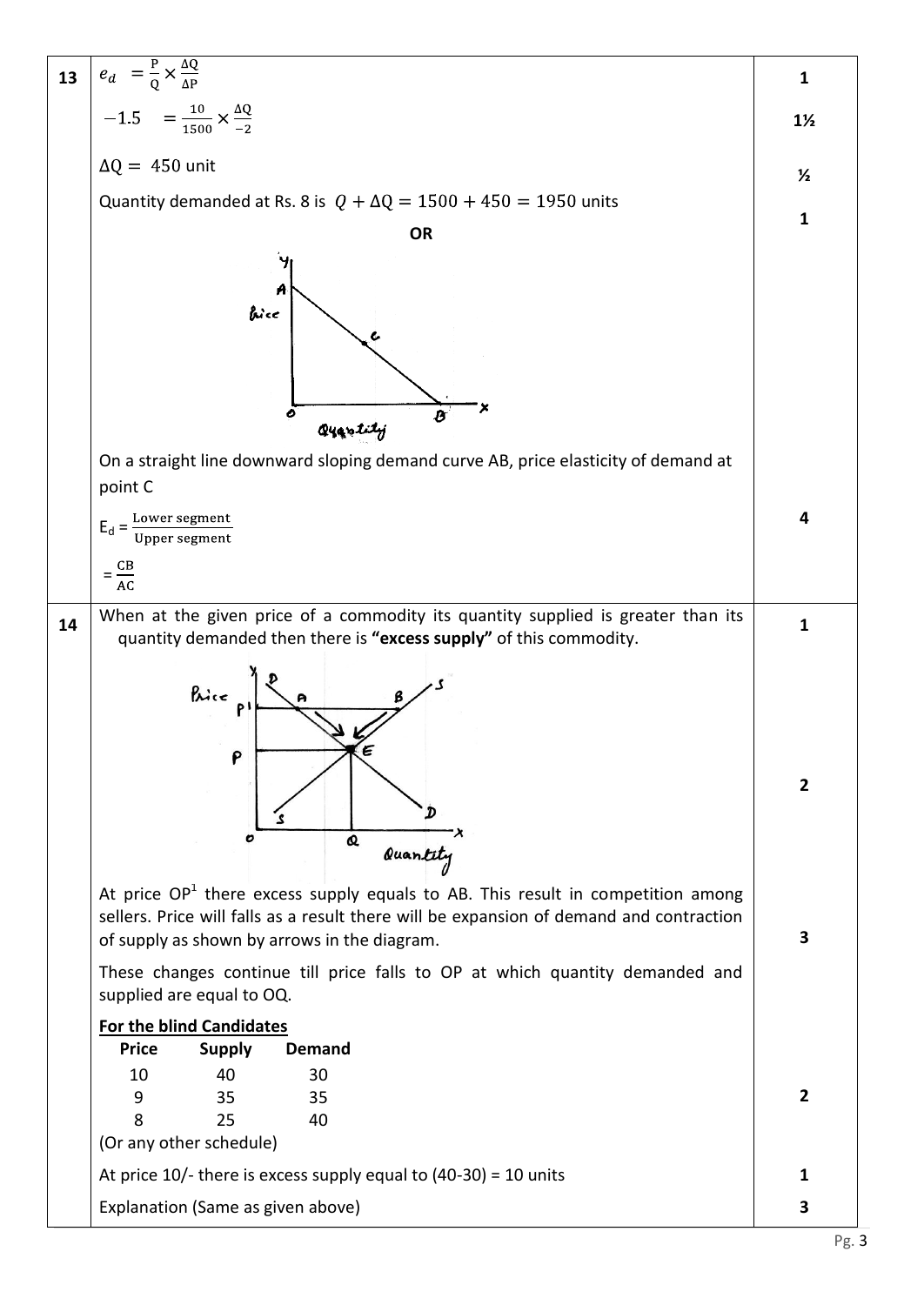| Q. No. | Answer | Marks |
|---|---|---|
| 13 | $e_d = \frac{P}{Q} \times \frac{\Delta Q}{\Delta P}$ | 1 |
| | $-1.5 = \frac{10}{1500} \times \frac{\Delta Q}{-2}$ | 1½ |
| | $\Delta Q = 450$ unit | ½ |
| | Quantity demanded at Rs. 8 is $Q + \Delta Q = 1500 + 450 = 1950$ units | 1 |
| | **OR** | |
| | On a straight line downward sloping demand curve AB, price elasticity of demand at point C | |
| | $E_d = \frac{\text{Lower segment}}{\text{Upper segment}}$ | 4 |
| | $= \frac{CB}{AC}$ | |
| 14 | When at the given price of a commodity its quantity supplied is greater than its quantity demanded then there is **"excess supply"** of this commodity. | 1 |
| | (Diagram) | 2 |
| | At price $OP^1$ there excess supply equals to AB. This result in competition among sellers. Price will falls as a result there will be expansion of demand and contraction of supply as shown by arrows in the diagram. | 3 |
| | These changes continue till price falls to OP at which quantity demanded and supplied are equal to OQ. | |

**For the blind Candidates**

| Price | Supply | Demand |
|---|---|---|
| 10 | 40 | 30 |
| 9 | 35 | 35 |
| 8 | 25 | 40 |

(Or any other schedule) — 2

At price 10/- there is excess supply equal to (40-30) = 10 units — 1

Explanation (Same as given above) — 3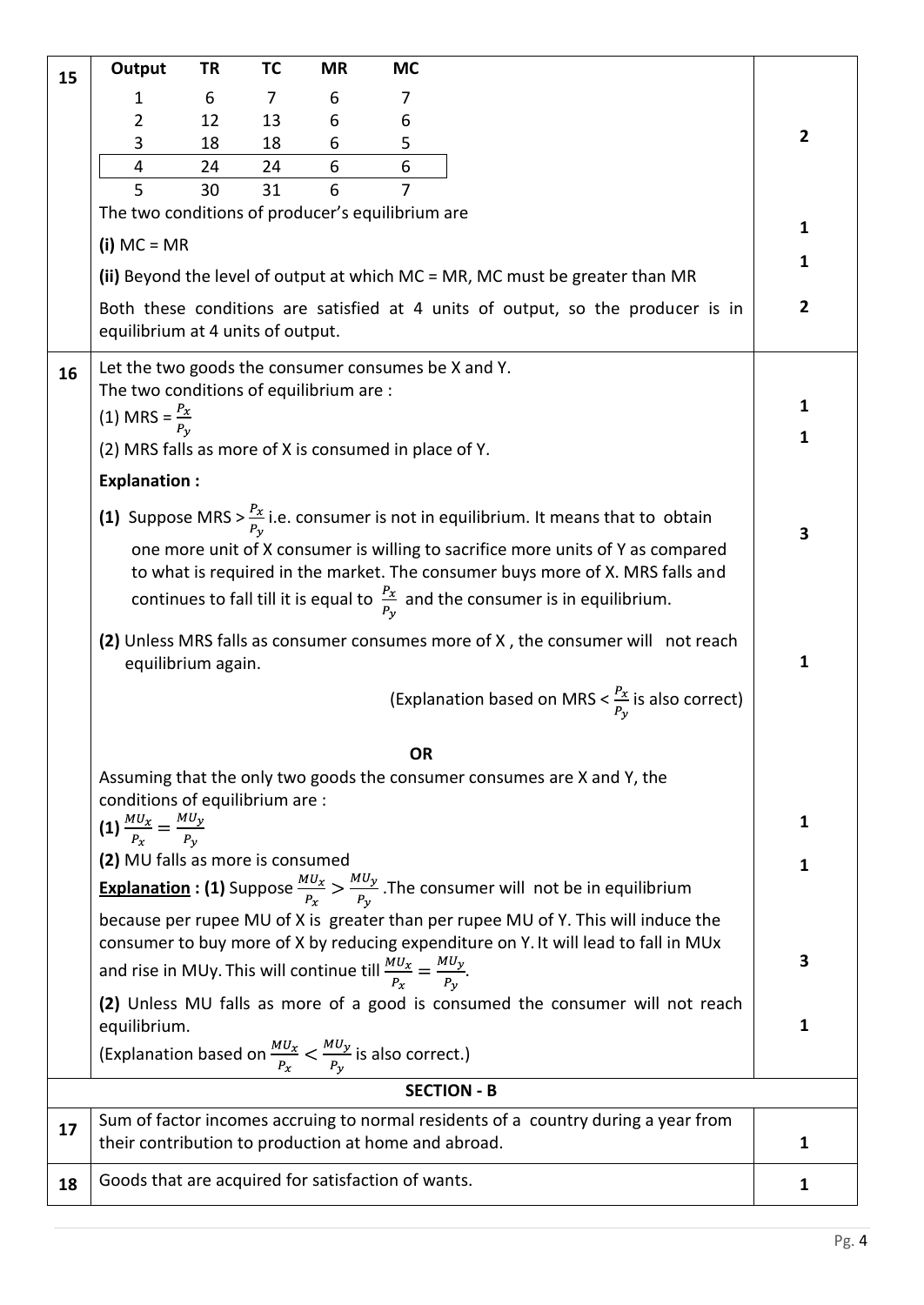| Q. No. | Answer | Marks |
|---|---|---|
| 15 | | |

| Output | TR | TC | MR | MC |
|---|---|---|---|---|
| 1 | 6 | 7 | 6 | 7 |
| 2 | 12 | 13 | 6 | 6 |
| 3 | 18 | 18 | 6 | 5 |
| 4 | 24 | 24 | 6 | 6 |
| 5 | 30 | 31 | 6 | 7 |

**(2)**

The two conditions of producer's equilibrium are

**(i)** MC = MR **(1)**

**(ii)** Beyond the level of output at which MC = MR, MC must be greater than MR **(1)**

Both these conditions are satisfied at 4 units of output, so the producer is in equilibrium at 4 units of output. **(2)**

---

**16**

Let the two goods the consumer consumes be X and Y.
The two conditions of equilibrium are :

(1) MRS = $\frac{P_x}{P_y}$ **(1)**

(2) MRS falls as more of X is consumed in place of Y. **(1)**

**Explanation :**

**(1)** Suppose MRS > $\frac{P_x}{P_y}$ i.e. consumer is not in equilibrium. It means that to obtain one more unit of X consumer is willing to sacrifice more units of Y as compared to what is required in the market. The consumer buys more of X. MRS falls and continues to fall till it is equal to $\frac{P_x}{P_y}$ and the consumer is in equilibrium. **(3)**

**(2)** Unless MRS falls as consumer consumes more of X , the consumer will not reach equilibrium again. **(1)**

(Explanation based on MRS < $\frac{P_x}{P_y}$ is also correct)

**OR**

Assuming that the only two goods the consumer consumes are X and Y, the conditions of equilibrium are :

**(1)** $\frac{MU_x}{P_x} = \frac{MU_y}{P_y}$ **(1)**

**(2)** MU falls as more is consumed **(1)**

**Explanation : (1)** Suppose $\frac{MU_x}{P_x} > \frac{MU_y}{P_y}$ .The consumer will not be in equilibrium because per rupee MU of X is greater than per rupee MU of Y. This will induce the consumer to buy more of X by reducing expenditure on Y. It will lead to fall in MUx and rise in MUy. This will continue till $\frac{MU_x}{P_x} = \frac{MU_y}{P_y}$. **(3)**

**(2)** Unless MU falls as more of a good is consumed the consumer will not reach equilibrium. **(1)**

(Explanation based on $\frac{MU_x}{P_x} < \frac{MU_y}{P_y}$ is also correct.)

## SECTION - B

**17** Sum of factor incomes accruing to normal residents of a country during a year from their contribution to production at home and abroad. **(1)**

**18** Goods that are acquired for satisfaction of wants. **(1)**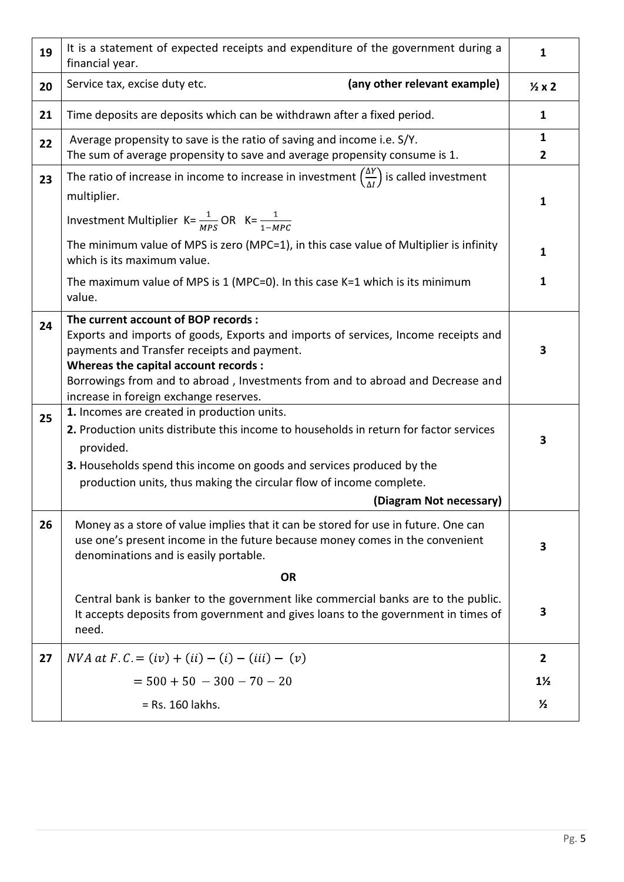| | | |
|---|---|---|
| 19 | It is a statement of expected receipts and expenditure of the government during a financial year. | 1 |
| 20 | Service tax, excise duty etc. **(any other relevant example)** | ½ x 2 |
| 21 | Time deposits are deposits which can be withdrawn after a fixed period. | 1 |
| 22 | Average propensity to save is the ratio of saving and income i.e. S/Y.<br>The sum of average propensity to save and average propensity consume is 1. | 1<br>2 |
| 23 | The ratio of increase in income to increase in investment $\left(\frac{\Delta Y}{\Delta I}\right)$ is called investment multiplier.<br>Investment Multiplier $K = \frac{1}{MPS}$ OR $K = \frac{1}{1-MPC}$<br>The minimum value of MPS is zero (MPC=1), in this case value of Multiplier is infinity which is its maximum value.<br>The maximum value of MPS is 1 (MPC=0). In this case K=1 which is its minimum value. | 1<br><br>1<br><br>1 |
| 24 | **The current account of BOP records :**<br>Exports and imports of goods, Exports and imports of services, Income receipts and payments and Transfer receipts and payment.<br>**Whereas the capital account records :**<br>Borrowings from and to abroad , Investments from and to abroad and Decrease and increase in foreign exchange reserves. | 3 |
| 25 | **1.** Incomes are created in production units.<br>**2.** Production units distribute this income to households in return for factor services provided.<br>**3.** Households spend this income on goods and services produced by the production units, thus making the circular flow of income complete.<br>**(Diagram Not necessary)** | 3 |
| 26 | Money as a store of value implies that it can be stored for use in future. One can use one's present income in the future because money comes in the convenient denominations and is easily portable.<br>**OR**<br>Central bank is banker to the government like commercial banks are to the public. It accepts deposits from government and gives loans to the government in times of need. | 3<br><br><br>3 |
| 27 | $NVA\ at\ F.C. = (iv) + (ii) - (i) - (iii) - (v)$<br>$= 500 + 50 - 300 - 70 - 20$<br>= Rs. 160 lakhs. | 2<br>1½<br>½ |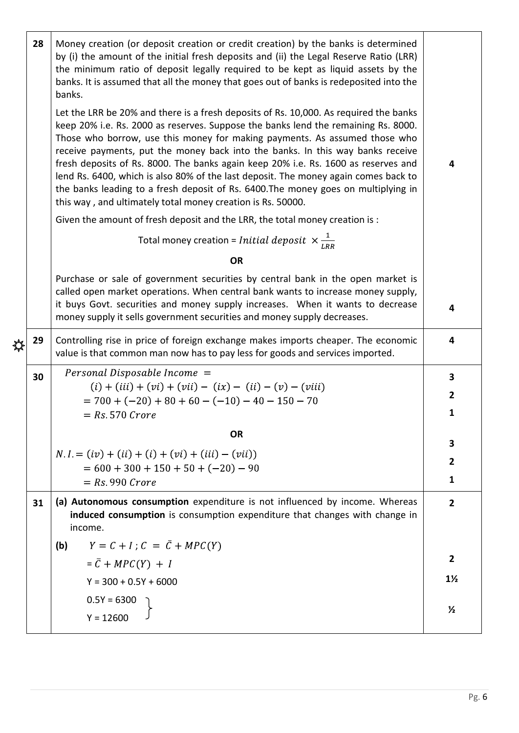| | | |
|---|---|---|
| 28 | Money creation (or deposit creation or credit creation) by the banks is determined by (i) the amount of the initial fresh deposits and (ii) the Legal Reserve Ratio (LRR) the minimum ratio of deposit legally required to be kept as liquid assets by the banks. It is assumed that all the money that goes out of banks is redeposited into the banks.<br><br>Let the LRR be 20% and there is a fresh deposits of Rs. 10,000. As required the banks keep 20% i.e. Rs. 2000 as reserves. Suppose the banks lend the remaining Rs. 8000. Those who borrow, use this money for making payments. As assumed those who receive payments, put the money back into the banks. In this way banks receive fresh deposits of Rs. 8000. The banks again keep 20% i.e. Rs. 1600 as reserves and lend Rs. 6400, which is also 80% of the last deposit. The money again comes back to the banks leading to a fresh deposit of Rs. 6400.The money goes on multiplying in this way , and ultimately total money creation is Rs. 50000.<br><br>Given the amount of fresh deposit and the LRR, the total money creation is :<br><br>Total money creation = $Initial\ deposit\ \times \frac{1}{LRR}$ | 4 |
| | **OR** | |
| | Purchase or sale of government securities by central bank in the open market is called open market operations. When central bank wants to increase money supply, it buys Govt. securities and money supply increases. When it wants to decrease money supply it sells government securities and money supply decreases. | 4 |
| 29 | Controlling rise in price of foreign exchange makes imports cheaper. The economic value is that common man now has to pay less for goods and services imported. | 4 |
| 30 | $Personal\ Disposable\ Income\ =$<br>$(i) + (iii) + (vi) + (vii) - (ix) - (ii) - (v) - (viii)$<br>$= 700 + (-20) + 80 + 60 - (-10) - 40 - 150 - 70$<br>$= Rs. 570\ Crore$ | 3<br>2<br>1 |
| | **OR** | |
| | $N.I. = (iv) + (ii) + (i) + (vi) + (iii) - (vii))$<br>$= 600 + 300 + 150 + 50 + (-20) - 90$<br>$= Rs. 990\ Crore$ | 3<br>2<br>1 |
| 31 | **(a) Autonomous consumption** expenditure is not influenced by income. Whereas **induced consumption** is consumption expenditure that changes with change in income. | 2 |
| | **(b)** $Y = C + I\ ;\ C\ =\ \bar{C} + MPC(Y)$<br>$= \bar{C} + MPC(Y)\ +\ I$<br>Y = 300 + 0.5Y + 6000<br>0.5Y = 6300<br>Y = 12600 | 2<br>1½<br>½ |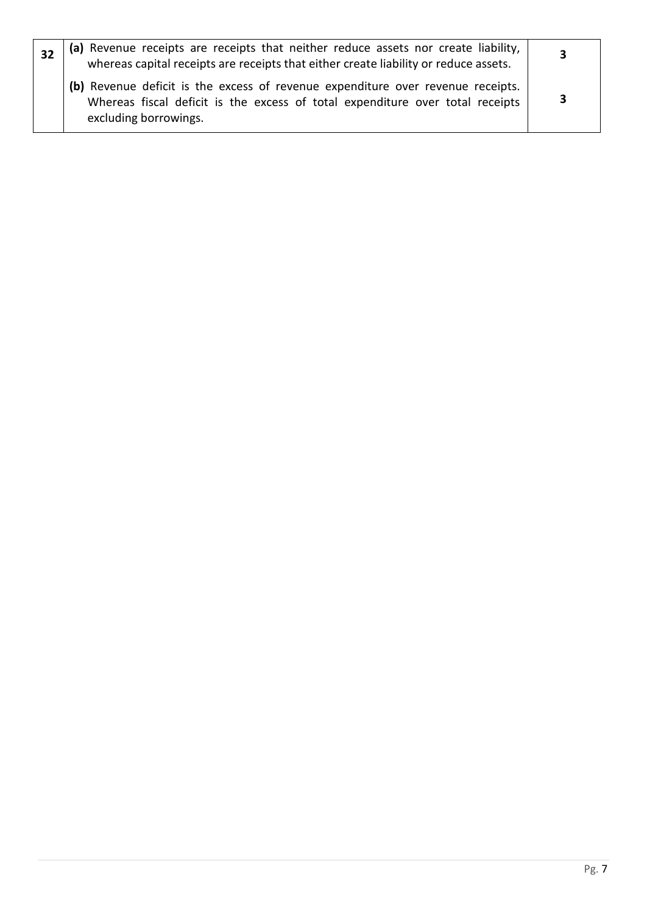| | | |
|---|---|---|
| 32 | **(a)** Revenue receipts are receipts that neither reduce assets nor create liability, whereas capital receipts are receipts that either create liability or reduce assets. | 3 |
| | **(b)** Revenue deficit is the excess of revenue expenditure over revenue receipts. Whereas fiscal deficit is the excess of total expenditure over total receipts excluding borrowings. | 3 |